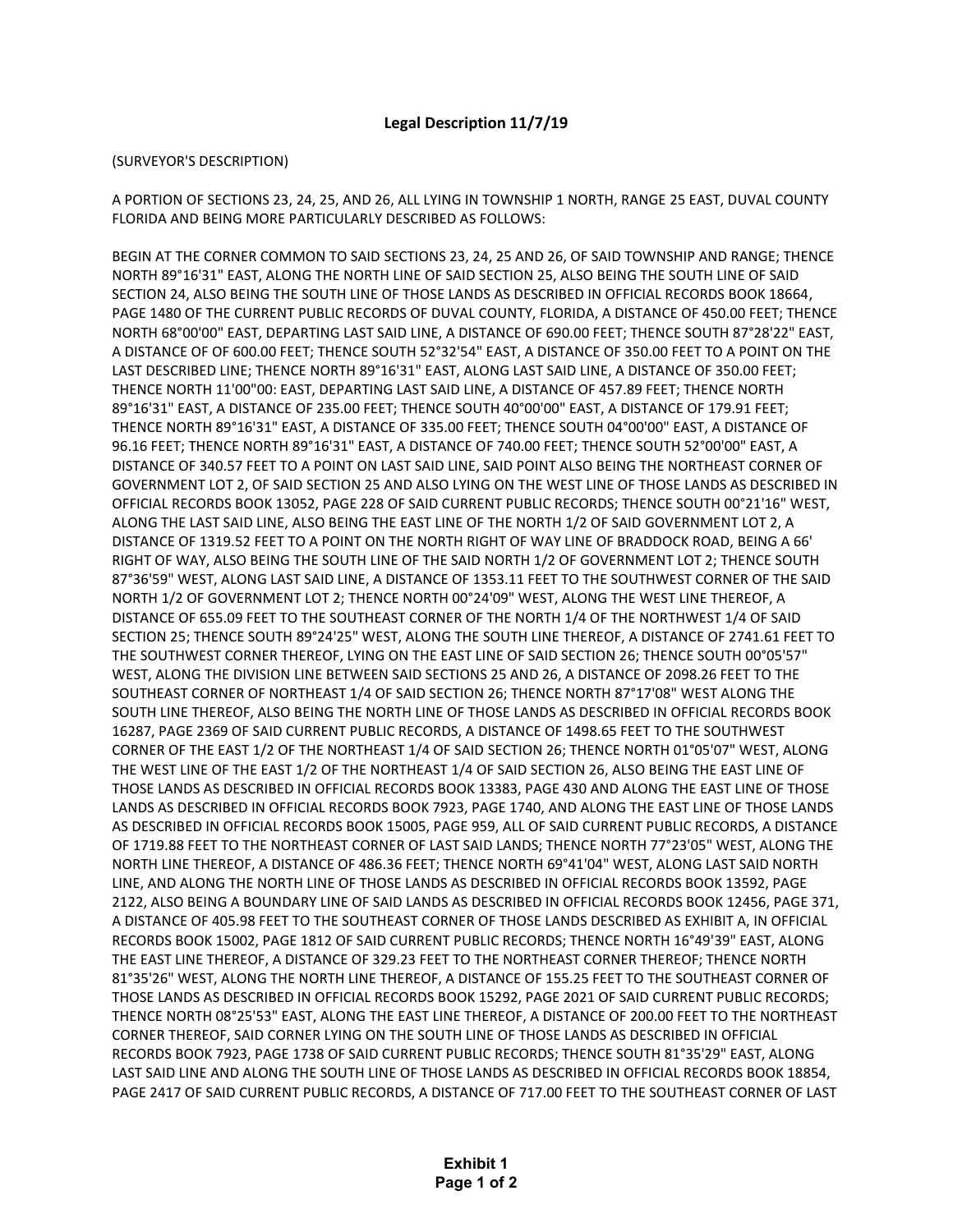## Legal Description 11/7/19

(SURVEYOR'S DESCRIPTION)

A PORTION OF SECTIONS 23, 24, 25, AND 26, ALL LYING IN TOWNSHIP 1 NORTH, RANGE 25 EAST, DUVAL COUNTY FLORIDA AND BEING MORE PARTICULARLY DESCRIBED AS FOLLOWS:

BEGIN AT THE CORNER COMMON TO SAID SECTIONS 23, 24, 25 AND 26, OF SAID TOWNSHIP AND RANGE; THENCE NORTH 89°16'31" EAST, ALONG THE NORTH LINE OF SAID SECTION 25, ALSO BEING THE SOUTH LINE OF SAID SECTION 24, ALSO BEING THE SOUTH LINE OF THOSE LANDS AS DESCRIBED IN OFFICIAL RECORDS BOOK 18664, PAGE 1480 OF THE CURRENT PUBLIC RECORDS OF DUVAL COUNTY, FLORIDA, A DISTANCE OF 450.00 FEET; THENCE NORTH 68°00'00" EAST, DEPARTING LAST SAID LINE, A DISTANCE OF 690.00 FEET; THENCE SOUTH 87°28'22" EAST, A DISTANCE OF OF 600.00 FEET; THENCE SOUTH 52°32'54" EAST, A DISTANCE OF 350.00 FEET TO A POINT ON THE LAST DESCRIBED LINE; THENCE NORTH 89°16'31" EAST, ALONG LAST SAID LINE, A DISTANCE OF 350.00 FEET; THENCE NORTH 11'00"00: EAST, DEPARTING LAST SAID LINE, A DISTANCE OF 457.89 FEET; THENCE NORTH 89°16'31" EAST, A DISTANCE OF 235.00 FEET; THENCE SOUTH 40°00'00" EAST, A DISTANCE OF 179.91 FEET; THENCE NORTH 89°16'31" EAST, A DISTANCE OF 335.00 FEET; THENCE SOUTH 04°00'00" EAST, A DISTANCE OF 96.16 FEET; THENCE NORTH 89°16'31" EAST, A DISTANCE OF 740.00 FEET; THENCE SOUTH 52°00'00" EAST, A DISTANCE OF 340.57 FEET TO A POINT ON LAST SAID LINE, SAID POINT ALSO BEING THE NORTHEAST CORNER OF GOVERNMENT LOT 2, OF SAID SECTION 25 AND ALSO LYING ON THE WEST LINE OF THOSE LANDS AS DESCRIBED IN OFFICIAL RECORDS BOOK 13052, PAGE 228 OF SAID CURRENT PUBLIC RECORDS; THENCE SOUTH 00°21'16" WEST, ALONG THE LAST SAID LINE, ALSO BEING THE EAST LINE OF THE NORTH 1/2 OF SAID GOVERNMENT LOT 2, A DISTANCE OF 1319.52 FEET TO A POINT ON THE NORTH RIGHT OF WAY LINE OF BRADDOCK ROAD, BEING A 66' RIGHT OF WAY, ALSO BEING THE SOUTH LINE OF THE SAID NORTH 1/2 OF GOVERNMENT LOT 2; THENCE SOUTH 87°36'59" WEST, ALONG LAST SAID LINE, A DISTANCE OF 1353.11 FEET TO THE SOUTHWEST CORNER OF THE SAID NORTH 1/2 OF GOVERNMENT LOT 2; THENCE NORTH 00°24'09" WEST, ALONG THE WEST LINE THEREOF, A DISTANCE OF 655.09 FEET TO THE SOUTHEAST CORNER OF THE NORTH 1/4 OF THE NORTHWEST 1/4 OF SAID SECTION 25; THENCE SOUTH 89°24'25" WEST, ALONG THE SOUTH LINE THEREOF, A DISTANCE OF 2741.61 FEET TO THE SOUTHWEST CORNER THEREOF, LYING ON THE EAST LINE OF SAID SECTION 26; THENCE SOUTH 00°05'57" WEST, ALONG THE DIVISION LINE BETWEEN SAID SECTIONS 25 AND 26, A DISTANCE OF 2098.26 FEET TO THE SOUTHEAST CORNER OF NORTHEAST 1/4 OF SAID SECTION 26; THENCE NORTH 87°17'08" WEST ALONG THE SOUTH LINE THEREOF, ALSO BEING THE NORTH LINE OF THOSE LANDS AS DESCRIBED IN OFFICIAL RECORDS BOOK 16287, PAGE 2369 OF SAID CURRENT PUBLIC RECORDS, A DISTANCE OF 1498.65 FEET TO THE SOUTHWEST CORNER OF THE EAST 1/2 OF THE NORTHEAST 1/4 OF SAID SECTION 26; THENCE NORTH 01°05'07" WEST, ALONG THE WEST LINE OF THE EAST 1/2 OF THE NORTHEAST 1/4 OF SAID SECTION 26, ALSO BEING THE EAST LINE OF THOSE LANDS AS DESCRIBED IN OFFICIAL RECORDS BOOK 13383, PAGE 430 AND ALONG THE EAST LINE OF THOSE LANDS AS DESCRIBED IN OFFICIAL RECORDS BOOK 7923, PAGE 1740, AND ALONG THE EAST LINE OF THOSE LANDS AS DESCRIBED IN OFFICIAL RECORDS BOOK 15005, PAGE 959, ALL OF SAID CURRENT PUBLIC RECORDS, A DISTANCE OF 1719.88 FEET TO THE NORTHEAST CORNER OF LAST SAID LANDS; THENCE NORTH 77°23'05" WEST, ALONG THE NORTH LINE THEREOF, A DISTANCE OF 486.36 FEET; THENCE NORTH 69°41'04" WEST, ALONG LAST SAID NORTH LINE, AND ALONG THE NORTH LINE OF THOSE LANDS AS DESCRIBED IN OFFICIAL RECORDS BOOK 13592, PAGE 2122, ALSO BEING A BOUNDARY LINE OF SAID LANDS AS DESCRIBED IN OFFICIAL RECORDS BOOK 12456, PAGE 371, A DISTANCE OF 405.98 FEET TO THE SOUTHEAST CORNER OF THOSE LANDS DESCRIBED AS EXHIBIT A, IN OFFICIAL RECORDS BOOK 15002, PAGE 1812 OF SAID CURRENT PUBLIC RECORDS; THENCE NORTH 16°49'39" EAST, ALONG THE EAST LINE THEREOF, A DISTANCE OF 329.23 FEET TO THE NORTHEAST CORNER THEREOF; THENCE NORTH 81°35'26" WEST, ALONG THE NORTH LINE THEREOF, A DISTANCE OF 155.25 FEET TO THE SOUTHEAST CORNER OF THOSE LANDS AS DESCRIBED IN OFFICIAL RECORDS BOOK 15292, PAGE 2021 OF SAID CURRENT PUBLIC RECORDS; THENCE NORTH 08°25'53" EAST, ALONG THE EAST LINE THEREOF, A DISTANCE OF 200.00 FEET TO THE NORTHEAST CORNER THEREOF, SAID CORNER LYING ON THE SOUTH LINE OF THOSE LANDS AS DESCRIBED IN OFFICIAL RECORDS BOOK 7923, PAGE 1738 OF SAID CURRENT PUBLIC RECORDS; THENCE SOUTH 81°35'29" EAST, ALONG LAST SAID LINE AND ALONG THE SOUTH LINE OF THOSE LANDS AS DESCRIBED IN OFFICIAL RECORDS BOOK 18854, PAGE 2417 OF SAID CURRENT PUBLIC RECORDS, A DISTANCE OF 717.00 FEET TO THE SOUTHEAST CORNER OF LAST

**Exhibit 1**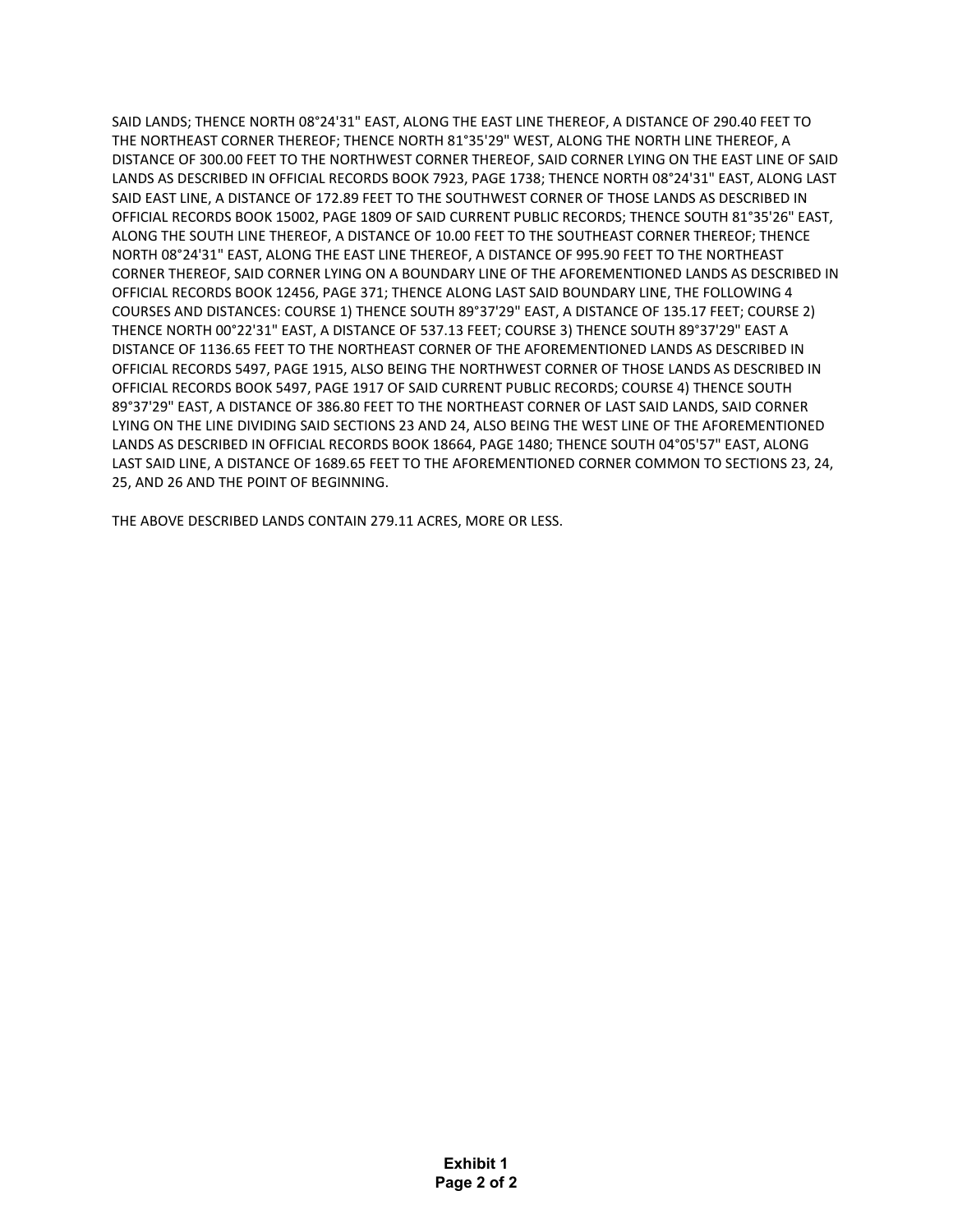SAID LANDS; THENCE NORTH 08°24'31" EAST, ALONG THE EAST LINE THEREOF, A DISTANCE OF 290.40 FEET TO THE NORTHEAST CORNER THEREOF; THENCE NORTH 81°35'29" WEST, ALONG THE NORTH LINE THEREOF, A DISTANCE OF 300.00 FEET TO THE NORTHWEST CORNER THEREOF, SAID CORNER LYING ON THE EAST LINE OF SAID LANDS AS DESCRIBED IN OFFICIAL RECORDS BOOK 7923, PAGE 1738; THENCE NORTH 08°24'31" EAST, ALONG LAST SAID EAST LINE, A DISTANCE OF 172.89 FEET TO THE SOUTHWEST CORNER OF THOSE LANDS AS DESCRIBED IN OFFICIAL RECORDS BOOK 15002, PAGE 1809 OF SAID CURRENT PUBLIC RECORDS; THENCE SOUTH 81°35'26" EAST, ALONG THE SOUTH LINE THEREOF, A DISTANCE OF 10.00 FEET TO THE SOUTHEAST CORNER THEREOF; THENCE NORTH 08°24'31" EAST, ALONG THE EAST LINE THEREOF, A DISTANCE OF 995.90 FEET TO THE NORTHEAST CORNER THEREOF, SAID CORNER LYING ON A BOUNDARY LINE OF THE AFOREMENTIONED LANDS AS DESCRIBED IN OFFICIAL RECORDS BOOK 12456, PAGE 371; THENCE ALONG LAST SAID BOUNDARY LINE, THE FOLLOWING 4 COURSES AND DISTANCES: COURSE 1) THENCE SOUTH 89°37'29" EAST, A DISTANCE OF 135.17 FEET; COURSE 2) THENCE NORTH 00°22'31" EAST, A DISTANCE OF 537.13 FEET; COURSE 3) THENCE SOUTH 89°37'29" EAST A DISTANCE OF 1136.65 FEET TO THE NORTHEAST CORNER OF THE AFOREMENTIONED LANDS AS DESCRIBED IN OFFICIAL RECORDS 5497, PAGE 1915, ALSO BEING THE NORTHWEST CORNER OF THOSE LANDS AS DESCRIBED IN OFFICIAL RECORDS BOOK 5497, PAGE 1917 OF SAID CURRENT PUBLIC RECORDS; COURSE 4) THENCE SOUTH 89°37'29" EAST, A DISTANCE OF 386.80 FEET TO THE NORTHEAST CORNER OF LAST SAID LANDS, SAID CORNER LYING ON THE LINE DIVIDING SAID SECTIONS 23 AND 24, ALSO BEING THE WEST LINE OF THE AFOREMENTIONED LANDS AS DESCRIBED IN OFFICIAL RECORDS BOOK 18664, PAGE 1480; THENCE SOUTH 04°05'57" EAST, ALONG LAST SAID LINE, A DISTANCE OF 1689.65 FEET TO THE AFOREMENTIONED CORNER COMMON TO SECTIONS 23, 24, 25, AND 26 AND THE POINT OF BEGINNING.

THE ABOVE DESCRIBED LANDS CONTAIN 279.11 ACRES, MORE OR LESS.

**Exhibit 1**